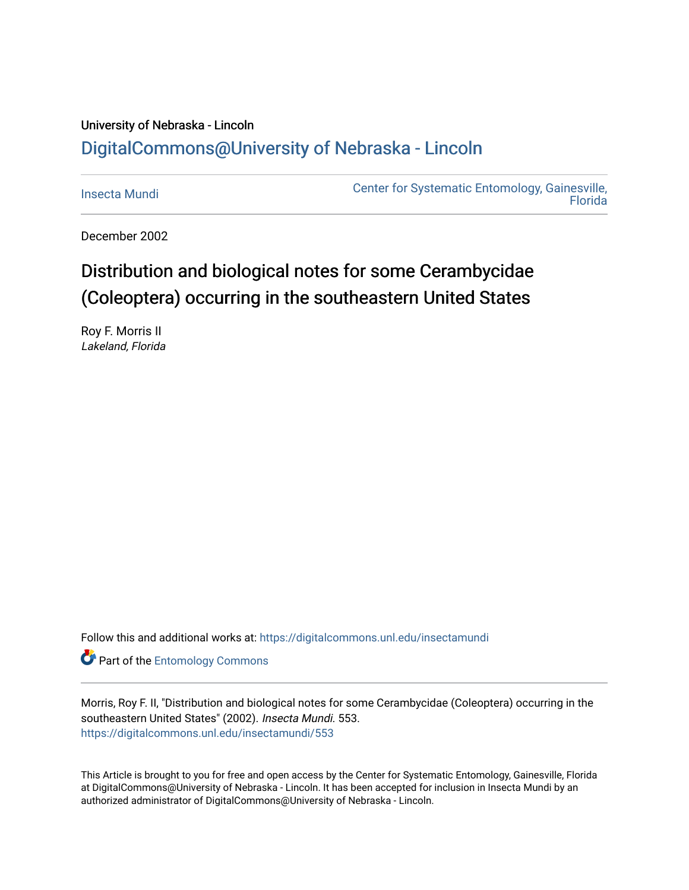University of Nebraska - Lincoln

# DigitalCommons@University of Nebraska - Lincoln

Insecta Mundi

Center for Systematic Entomology, Gainesville, Florida

December 2002

# Distribution and biological notes for some Cerambycidae (Coleoptera) occurring in the southeastern United States

Roy F. Morris II
*Lakeland, Florida*

Follow this and additional works at: https://digitalcommons.unl.edu/insectamundi

Part of the Entomology Commons

Morris, Roy F. II, "Distribution and biological notes for some Cerambycidae (Coleoptera) occurring in the southeastern United States" (2002). *Insecta Mundi*. 553.
https://digitalcommons.unl.edu/insectamundi/553

This Article is brought to you for free and open access by the Center for Systematic Entomology, Gainesville, Florida at DigitalCommons@University of Nebraska - Lincoln. It has been accepted for inclusion in Insecta Mundi by an authorized administrator of DigitalCommons@University of Nebraska - Lincoln.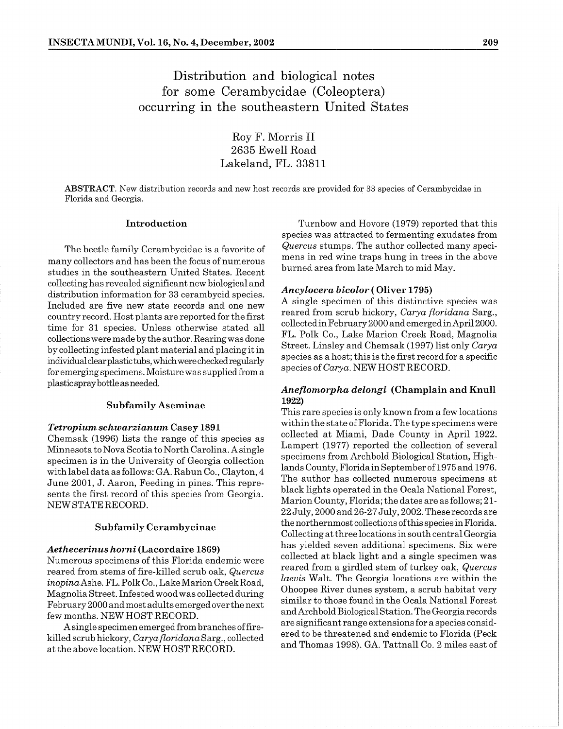# Distribution and biological notes for some Cerambycidae (Coleoptera) occurring in the southeastern United States

Roy F. Morris II
2635 Ewell Road
Lakeland, FL. 33811

**ABSTRACT**. New distribution records and new host records are provided for 33 species of Cerambycidae in Florida and Georgia.

## Introduction

The beetle family Cerambycidae is a favorite of many collectors and has been the focus of numerous studies in the southeastern United States. Recent collecting has revealed significant new biological and distribution information for 33 cerambycid species. Included are five new state records and one new country record. Host plants are reported for the first time for 31 species. Unless otherwise stated all collections were made by the author. Rearing was done by collecting infested plant material and placing it in individual clear plastic tubs, which were checked regularly for emerging specimens. Moisture was supplied from a plastic spray bottle as needed.

## Subfamily Aseminae

### *Tetropium schwarzianum* Casey 1891

Chemsak (1996) lists the range of this species as Minnesota to Nova Scotia to North Carolina. A single specimen is in the University of Georgia collection with label data as follows: GA. Rabun Co., Clayton, 4 June 2001, J. Aaron, Feeding in pines. This represents the first record of this species from Georgia. NEW STATE RECORD.

## Subfamily Cerambycinae

### *Aethecerinus horni* (Lacordaire 1869)

Numerous specimens of this Florida endemic were reared from stems of fire-killed scrub oak, *Quercus inopina* Ashe. FL. Polk Co., Lake Marion Creek Road, Magnolia Street. Infested wood was collected during February 2000 and most adults emerged over the next few months. NEW HOST RECORD.

A single specimen emerged from branches of fire-killed scrub hickory, *Carya floridana* Sarg., collected at the above location. NEW HOST RECORD.

Turnbow and Hovore (1979) reported that this species was attracted to fermenting exudates from *Quercus* stumps. The author collected many specimens in red wine traps hung in trees in the above burned area from late March to mid May.

### *Ancylocera bicolor* (Oliver 1795)

A single specimen of this distinctive species was reared from scrub hickory, *Carya floridana* Sarg., collected in February 2000 and emerged in April 2000. FL. Polk Co., Lake Marion Creek Road, Magnolia Street. Linsley and Chemsak (1997) list only *Carya* species as a host; this is the first record for a specific species of *Carya*. NEW HOST RECORD.

### *Aneflomorpha delongi* (Champlain and Knull 1922)

This rare species is only known from a few locations within the state of Florida. The type specimens were collected at Miami, Dade County in April 1922. Lampert (1977) reported the collection of several specimens from Archbold Biological Station, Highlands County, Florida in September of 1975 and 1976. The author has collected numerous specimens at black lights operated in the Ocala National Forest, Marion County, Florida; the dates are as follows; 21-22 July, 2000 and 26-27 July, 2002. These records are the northernmost collections of this species in Florida. Collecting at three locations in south central Georgia has yielded seven additional specimens. Six were collected at black light and a single specimen was reared from a girdled stem of turkey oak, *Quercus laevis* Walt. The Georgia locations are within the Ohoopee River dunes system, a scrub habitat very similar to those found in the Ocala National Forest and Archbold Biological Station. The Georgia records are significant range extensions for a species considered to be threatened and endemic to Florida (Peck and Thomas 1998). GA. Tattnall Co. 2 miles east of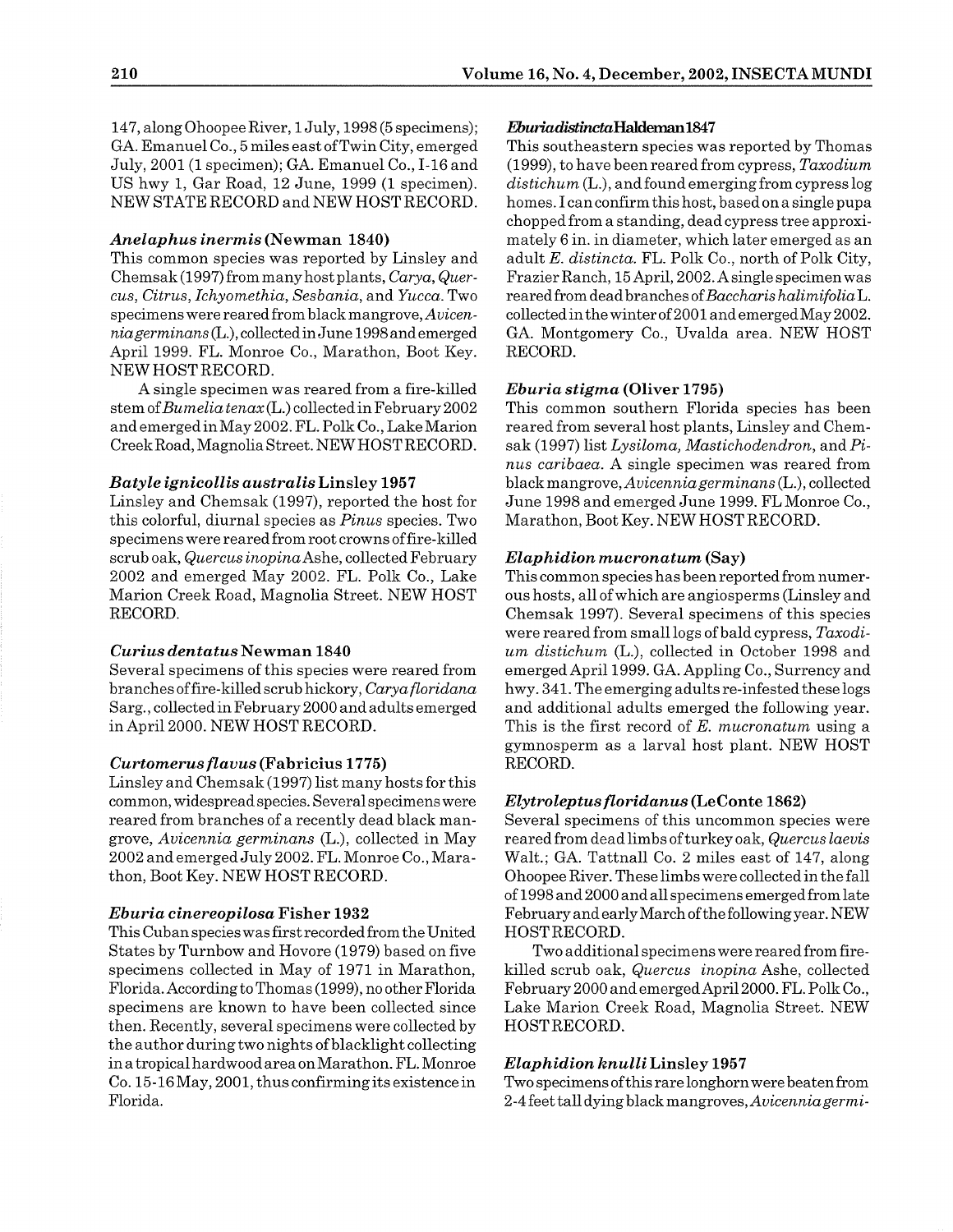147, along Ohoopee River, 1 July, 1998 (5 specimens); GA. Emanuel Co., 5 miles east of Twin City, emerged July, 2001 (1 specimen); GA. Emanuel Co., I-16 and US hwy 1, Gar Road, 12 June, 1999 (1 specimen). NEW STATE RECORD and NEW HOST RECORD.

### *Anelaphus inermis* (Newman 1840)

This common species was reported by Linsley and Chemsak (1997) from many host plants, *Carya*, *Quercus*, *Citrus*, *Ichyomethia*, *Sesbania*, and *Yucca*. Two specimens were reared from black mangrove, *Avicennia germinans* (L.), collected in June 1998 and emerged April 1999. FL. Monroe Co., Marathon, Boot Key. NEW HOST RECORD.

A single specimen was reared from a fire-killed stem of *Bumelia tenax* (L.) collected in February 2002 and emerged in May 2002. FL. Polk Co., Lake Marion Creek Road, Magnolia Street. NEW HOST RECORD.

### *Batyle ignicollis australis* Linsley 1957

Linsley and Chemsak (1997), reported the host for this colorful, diurnal species as *Pinus* species. Two specimens were reared from root crowns of fire-killed scrub oak, *Quercus inopina* Ashe, collected February 2002 and emerged May 2002. FL. Polk Co., Lake Marion Creek Road, Magnolia Street. NEW HOST RECORD.

### *Curius dentatus* Newman 1840

Several specimens of this species were reared from branches of fire-killed scrub hickory, *Carya floridana* Sarg., collected in February 2000 and adults emerged in April 2000. NEW HOST RECORD.

### *Curtomerus flavus* (Fabricius 1775)

Linsley and Chemsak (1997) list many hosts for this common, widespread species. Several specimens were reared from branches of a recently dead black mangrove, *Avicennia germinans* (L.), collected in May 2002 and emerged July 2002. FL. Monroe Co., Marathon, Boot Key. NEW HOST RECORD.

### *Eburia cinereopilosa* Fisher 1932

This Cuban species was first recorded from the United States by Turnbow and Hovore (1979) based on five specimens collected in May of 1971 in Marathon, Florida. According to Thomas (1999), no other Florida specimens are known to have been collected since then. Recently, several specimens were collected by the author during two nights of blacklight collecting in a tropical hardwood area on Marathon. FL. Monroe Co. 15-16 May, 2001, thus confirming its existence in Florida.

### *Eburia distincta* Haldeman 1847

This southeastern species was reported by Thomas (1999), to have been reared from cypress, *Taxodium distichum* (L.), and found emerging from cypress log homes. I can confirm this host, based on a single pupa chopped from a standing, dead cypress tree approximately 6 in. in diameter, which later emerged as an adult *E. distincta*. FL. Polk Co., north of Polk City, Frazier Ranch, 15 April, 2002. A single specimen was reared from dead branches of *Baccharis halimifolia* L. collected in the winter of 2001 and emerged May 2002. GA. Montgomery Co., Uvalda area. NEW HOST RECORD.

### *Eburia stigma* (Oliver 1795)

This common southern Florida species has been reared from several host plants, Linsley and Chemsak (1997) list *Lysiloma*, *Mastichodendron*, and *Pinus caribaea*. A single specimen was reared from black mangrove, *Avicennia germinans* (L.), collected June 1998 and emerged June 1999. FL Monroe Co., Marathon, Boot Key. NEW HOST RECORD.

### *Elaphidion mucronatum* (Say)

This common species has been reported from numerous hosts, all of which are angiosperms (Linsley and Chemsak 1997). Several specimens of this species were reared from small logs of bald cypress, *Taxodium distichum* (L.), collected in October 1998 and emerged April 1999. GA. Appling Co., Surrency and hwy. 341. The emerging adults re-infested these logs and additional adults emerged the following year. This is the first record of *E. mucronatum* using a gymnosperm as a larval host plant. NEW HOST RECORD.

### *Elytroleptus floridanus* (LeConte 1862)

Several specimens of this uncommon species were reared from dead limbs of turkey oak, *Quercus laevis* Walt.; GA. Tattnall Co. 2 miles east of 147, along Ohoopee River. These limbs were collected in the fall of 1998 and 2000 and all specimens emerged from late February and early March of the following year. NEW HOST RECORD.

Two additional specimens were reared from fire-killed scrub oak, *Quercus inopina* Ashe, collected February 2000 and emerged April 2000. FL. Polk Co., Lake Marion Creek Road, Magnolia Street. NEW HOST RECORD.

### *Elaphidion knulli* Linsley 1957

Two specimens of this rare longhorn were beaten from 2-4 feet tall dying black mangroves, *Avicennia germi-*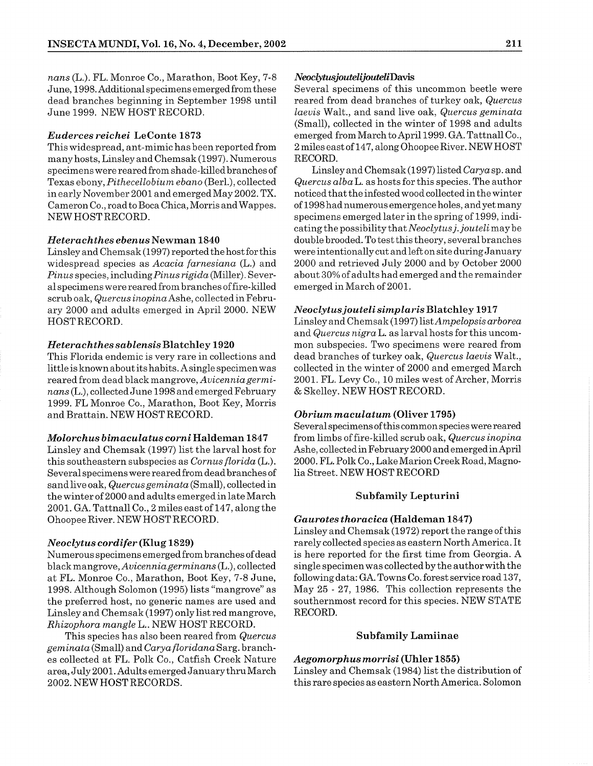*nans* (L.). FL. Monroe Co., Marathon, Boot Key, 7-8 June, 1998. Additional specimens emerged from these dead branches beginning in September 1998 until June 1999. NEW HOST RECORD.

### *Euderces reichei* LeConte 1873

This widespread, ant-mimic has been reported from many hosts, Linsley and Chemsak (1997). Numerous specimens were reared from shade-killed branches of Texas ebony, *Pithecellobium ebano* (Berl.), collected in early November 2001 and emerged May 2002. TX. Cameron Co., road to Boca Chica, Morris and Wappes. NEW HOST RECORD.

### *Heterachthes ebenus* Newman 1840

Linsley and Chemsak (1997) reported the host for this widespread species as *Acacia farnesiana* (L.) and *Pinus* species, including *Pinus rigida* (Miller). Several specimens were reared from branches of fire-killed scrub oak, *Quercus inopina* Ashe, collected in February 2000 and adults emerged in April 2000. NEW HOST RECORD.

### *Heterachthes sablensis* Blatchley 1920

This Florida endemic is very rare in collections and little is known about its habits. A single specimen was reared from dead black mangrove, *Avicennia germinans* (L.), collected June 1998 and emerged February 1999. FL Monroe Co., Marathon, Boot Key, Morris and Brattain. NEW HOST RECORD.

### *Molorchus bimaculatus corni* Haldeman 1847

Linsley and Chemsak (1997) list the larval host for this southeastern subspecies as *Cornus florida* (L.). Several specimens were reared from dead branches of sand live oak, *Quercus geminata* (Small), collected in the winter of 2000 and adults emerged in late March 2001. GA. Tattnall Co., 2 miles east of 147, along the Ohoopee River. NEW HOST RECORD.

### *Neoclytus cordifer* (Klug 1829)

Numerous specimens emerged from branches of dead black mangrove, *Avicennia germinans* (L.), collected at FL. Monroe Co., Marathon, Boot Key, 7-8 June, 1998. Although Solomon (1995) lists "mangrove" as the preferred host, no generic names are used and Linsley and Chemsak (1997) only list red mangrove, *Rhizophora mangle* L.. NEW HOST RECORD.

This species has also been reared from *Quercus geminata* (Small) and *Carya floridana* Sarg. branches collected at FL. Polk Co., Catfish Creek Nature area, July 2001. Adults emerged January thru March 2002. NEW HOST RECORDS.

### *Neoclytus jouteli jouteli* Davis

Several specimens of this uncommon beetle were reared from dead branches of turkey oak, *Quercus laevis* Walt., and sand live oak, *Quercus geminata* (Small), collected in the winter of 1998 and adults emerged from March to April 1999. GA. Tattnall Co., 2 miles east of 147, along Ohoopee River. NEW HOST RECORD.

Linsley and Chemsak (1997) listed *Carya* sp. and *Quercus alba* L. as hosts for this species. The author noticed that the infested wood collected in the winter of 1998 had numerous emergence holes, and yet many specimens emerged later in the spring of 1999, indicating the possibility that *Neoclytus j. jouteli* may be double brooded. To test this theory, several branches were intentionally cut and left on site during January 2000 and retrieved July 2000 and by October 2000 about 30% of adults had emerged and the remainder emerged in March of 2001.

### *Neoclytus jouteli simplaris* Blatchley 1917

Linsley and Chemsak (1997) list *Ampelopsis arborea* and *Quercus nigra* L. as larval hosts for this uncommon subspecies. Two specimens were reared from dead branches of turkey oak, *Quercus laevis* Walt., collected in the winter of 2000 and emerged March 2001. FL. Levy Co., 10 miles west of Archer, Morris & Skelley. NEW HOST RECORD.

### *Obrium maculatum* (Oliver 1795)

Several specimens of this common species were reared from limbs of fire-killed scrub oak, *Quercus inopina* Ashe, collected in February 2000 and emerged in April 2000. FL. Polk Co., Lake Marion Creek Road, Magnolia Street. NEW HOST RECORD

## Subfamily Lepturini

### *Gaurotes thoracica* (Haldeman 1847)

Linsley and Chemsak (1972) report the range of this rarely collected species as eastern North America. It is here reported for the first time from Georgia. A single specimen was collected by the author with the following data: GA. Towns Co. forest service road 137, May 25 - 27, 1986. This collection represents the southernmost record for this species. NEW STATE RECORD.

## Subfamily Lamiinae

### *Aegomorphus morrisi* (Uhler 1855)

Linsley and Chemsak (1984) list the distribution of this rare species as eastern North America. Solomon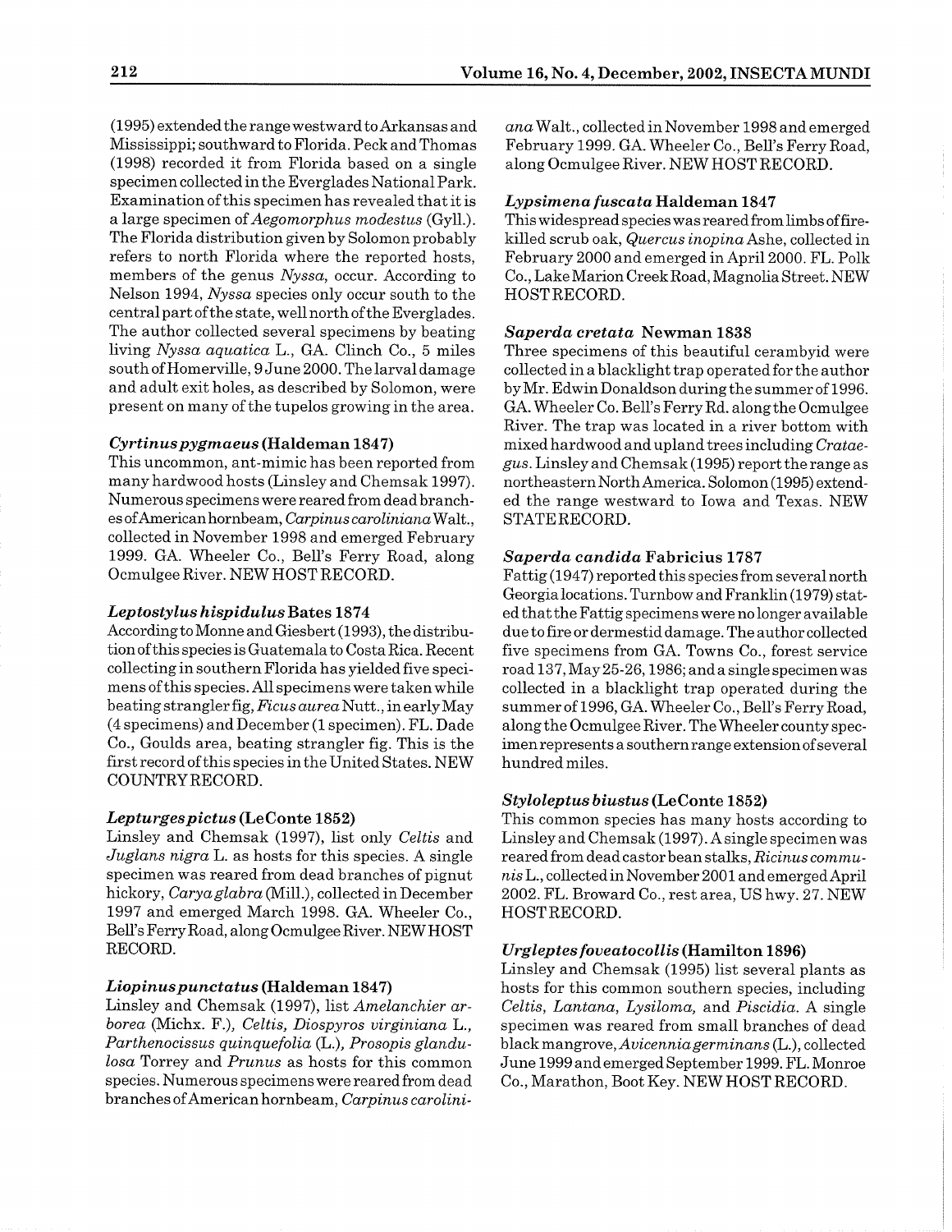(1995) extended the range westward to Arkansas and Mississippi; southward to Florida. Peck and Thomas (1998) recorded it from Florida based on a single specimen collected in the Everglades National Park. Examination of this specimen has revealed that it is a large specimen of *Aegomorphus modestus* (Gyll.). The Florida distribution given by Solomon probably refers to north Florida where the reported hosts, members of the genus *Nyssa*, occur. According to Nelson 1994, *Nyssa* species only occur south to the central part of the state, well north of the Everglades. The author collected several specimens by beating living *Nyssa aquatica* L., GA. Clinch Co., 5 miles south of Homerville, 9 June 2000. The larval damage and adult exit holes, as described by Solomon, were present on many of the tupelos growing in the area.

### *Cyrtinus pygmaeus* (Haldeman 1847)

This uncommon, ant-mimic has been reported from many hardwood hosts (Linsley and Chemsak 1997). Numerous specimens were reared from dead branches of American hornbeam, *Carpinus caroliniana* Walt., collected in November 1998 and emerged February 1999. GA. Wheeler Co., Bell's Ferry Road, along Ocmulgee River. NEW HOST RECORD.

### *Leptostylus hispidulus* Bates 1874

According to Monne and Giesbert (1993), the distribution of this species is Guatemala to Costa Rica. Recent collecting in southern Florida has yielded five specimens of this species. All specimens were taken while beating strangler fig, *Ficus aurea* Nutt., in early May (4 specimens) and December (1 specimen). FL. Dade Co., Goulds area, beating strangler fig. This is the first record of this species in the United States. NEW COUNTRY RECORD.

### *Lepturges pictus* (LeConte 1852)

Linsley and Chemsak (1997), list only *Celtis* and *Juglans nigra* L. as hosts for this species. A single specimen was reared from dead branches of pignut hickory, *Carya glabra* (Mill.), collected in December 1997 and emerged March 1998. GA. Wheeler Co., Bell's Ferry Road, along Ocmulgee River. NEW HOST RECORD.

### *Liopinus punctatus* (Haldeman 1847)

Linsley and Chemsak (1997), list *Amelanchier arborea* (Michx. F.), *Celtis*, *Diospyros virginiana* L., *Parthenocissus quinquefolia* (L.), *Prosopis glandulosa* Torrey and *Prunus* as hosts for this common species. Numerous specimens were reared from dead branches of American hornbeam, *Carpinus caroliniana* Walt., collected in November 1998 and emerged February 1999. GA. Wheeler Co., Bell's Ferry Road, along Ocmulgee River. NEW HOST RECORD.

### *Lypsimena fuscata* Haldeman 1847

This widespread species was reared from limbs of fire-killed scrub oak, *Quercus inopina* Ashe, collected in February 2000 and emerged in April 2000. FL. Polk Co., Lake Marion Creek Road, Magnolia Street. NEW HOST RECORD.

### *Saperda cretata* Newman 1838

Three specimens of this beautiful cerambycid were collected in a blacklight trap operated for the author by Mr. Edwin Donaldson during the summer of 1996. GA. Wheeler Co. Bell's Ferry Rd. along the Ocmulgee River. The trap was located in a river bottom with mixed hardwood and upland trees including *Crataegus*. Linsley and Chemsak (1995) report the range as northeastern North America. Solomon (1995) extended the range westward to Iowa and Texas. NEW STATE RECORD.

### *Saperda candida* Fabricius 1787

Fattig (1947) reported this species from several north Georgia locations. Turnbow and Franklin (1979) stated that the Fattig specimens were no longer available due to fire or dermestid damage. The author collected five specimens from GA. Towns Co., forest service road 137, May 25-26, 1986; and a single specimen was collected in a blacklight trap operated during the summer of 1996, GA. Wheeler Co., Bell's Ferry Road, along the Ocmulgee River. The Wheeler county specimen represents a southern range extension of several hundred miles.

### *Styloleptus biustus* (LeConte 1852)

This common species has many hosts according to Linsley and Chemsak (1997). A single specimen was reared from dead castor bean stalks, *Ricinus communis* L., collected in November 2001 and emerged April 2002. FL. Broward Co., rest area, US hwy. 27. NEW HOST RECORD.

### *Urgleptes foveatocollis* (Hamilton 1896)

Linsley and Chemsak (1995) list several plants as hosts for this common southern species, including *Celtis*, *Lantana*, *Lysiloma*, and *Piscidia*. A single specimen was reared from small branches of dead black mangrove, *Avicennia germinans* (L.), collected June 1999 and emerged September 1999. FL. Monroe Co., Marathon, Boot Key. NEW HOST RECORD.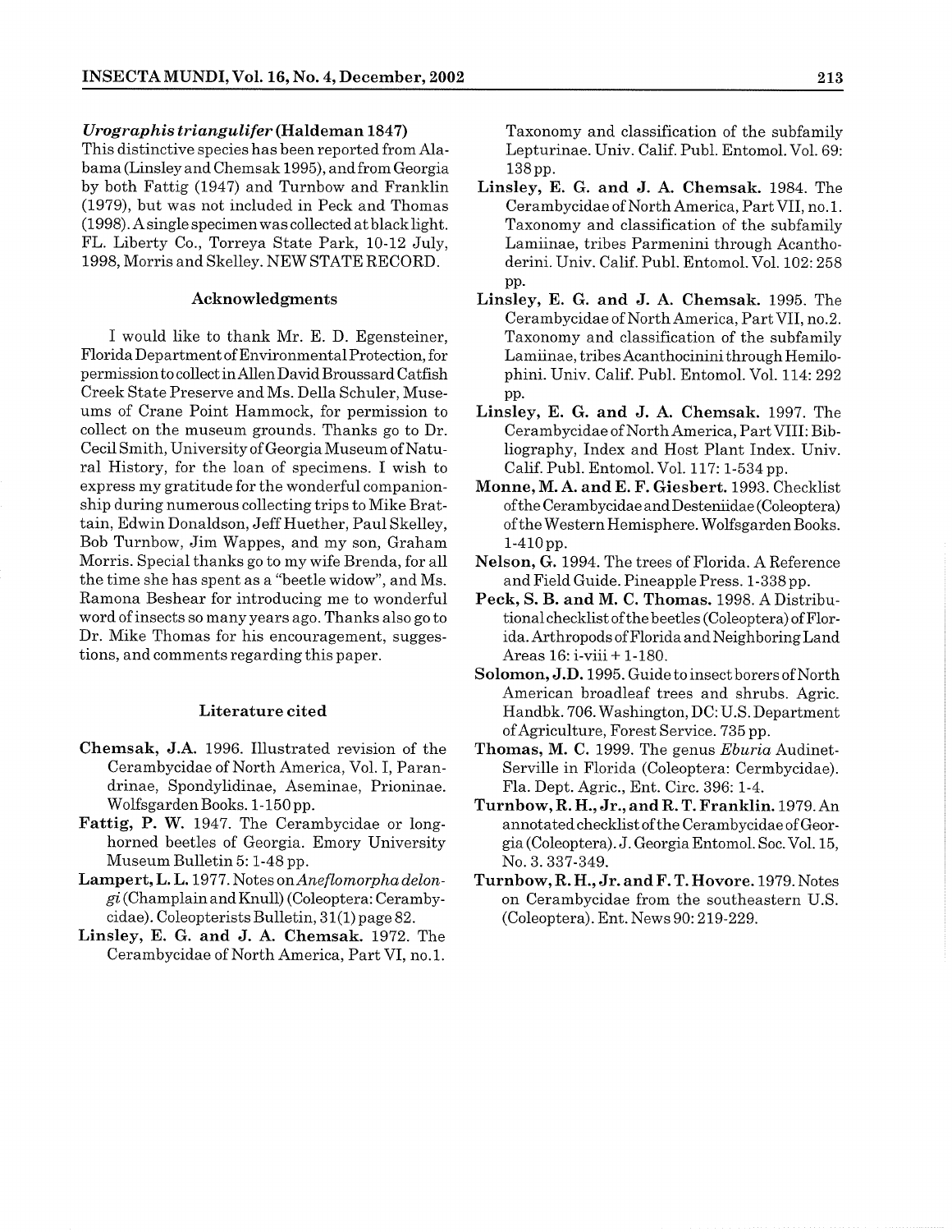***Urographis triangulifer* (Haldeman 1847)**

This distinctive species has been reported from Alabama (Linsley and Chemsak 1995), and from Georgia by both Fattig (1947) and Turnbow and Franklin (1979), but was not included in Peck and Thomas (1998). A single specimen was collected at black light. FL. Liberty Co., Torreya State Park, 10-12 July, 1998, Morris and Skelley. NEW STATE RECORD.

## Acknowledgments

I would like to thank Mr. E. D. Egensteiner, Florida Department of Environmental Protection, for permission to collect in Allen David Broussard Catfish Creek State Preserve and Ms. Della Schuler, Museums of Crane Point Hammock, for permission to collect on the museum grounds. Thanks go to Dr. Cecil Smith, University of Georgia Museum of Natural History, for the loan of specimens. I wish to express my gratitude for the wonderful companionship during numerous collecting trips to Mike Brattain, Edwin Donaldson, Jeff Huether, Paul Skelley, Bob Turnbow, Jim Wappes, and my son, Graham Morris. Special thanks go to my wife Brenda, for all the time she has spent as a "beetle widow", and Ms. Ramona Beshear for introducing me to wonderful word of insects so many years ago. Thanks also go to Dr. Mike Thomas for his encouragement, suggestions, and comments regarding this paper.

## Literature cited

**Chemsak, J.A.** 1996. Illustrated revision of the Cerambycidae of North America, Vol. I, Parandrinae, Spondylidinae, Aseminae, Prioninae. Wolfsgarden Books. 1-150 pp.

**Fattig, P. W.** 1947. The Cerambycidae or long-horned beetles of Georgia. Emory University Museum Bulletin 5: 1-48 pp.

**Lampert, L. L.** 1977. Notes on *Aneflomorpha delongi* (Champlain and Knull) (Coleoptera: Cerambycidae). Coleopterists Bulletin, 31(1) page 82.

**Linsley, E. G. and J. A. Chemsak.** 1972. The Cerambycidae of North America, Part VI, no.1. Taxonomy and classification of the subfamily Lepturinae. Univ. Calif. Publ. Entomol. Vol. 69: 138 pp.

**Linsley, E. G. and J. A. Chemsak.** 1984. The Cerambycidae of North America, Part VII, no.1. Taxonomy and classification of the subfamily Lamiinae, tribes Parmenini through Acanthoderini. Univ. Calif. Publ. Entomol. Vol. 102: 258 pp.

**Linsley, E. G. and J. A. Chemsak.** 1995. The Cerambycidae of North America, Part VII, no.2. Taxonomy and classification of the subfamily Lamiinae, tribes Acanthocinini through Hemilophini. Univ. Calif. Publ. Entomol. Vol. 114: 292 pp.

**Linsley, E. G. and J. A. Chemsak.** 1997. The Cerambycidae of North America, Part VIII: Bibliography, Index and Host Plant Index. Univ. Calif. Publ. Entomol. Vol. 117: 1-534 pp.

**Monne, M. A. and E. F. Giesbert.** 1993. Checklist of the Cerambycidae and Desteniidae (Coleoptera) of the Western Hemisphere. Wolfsgarden Books. 1-410 pp.

**Nelson, G.** 1994. The trees of Florida. A Reference and Field Guide. Pineapple Press. 1-338 pp.

**Peck, S. B. and M. C. Thomas.** 1998. A Distributional checklist of the beetles (Coleoptera) of Florida. Arthropods of Florida and Neighboring Land Areas 16: i-viii + 1-180.

**Solomon, J.D.** 1995. Guide to insect borers of North American broadleaf trees and shrubs. Agric. Handbk. 706. Washington, DC: U.S. Department of Agriculture, Forest Service. 735 pp.

**Thomas, M. C.** 1999. The genus *Eburia* Audinet-Serville in Florida (Coleoptera: Cermbycidae). Fla. Dept. Agric., Ent. Circ. 396: 1-4.

**Turnbow, R. H., Jr., and R. T. Franklin.** 1979. An annotated checklist of the Cerambycidae of Georgia (Coleoptera). J. Georgia Entomol. Soc. Vol. 15, No. 3. 337-349.

**Turnbow, R. H., Jr. and F. T. Hovore.** 1979. Notes on Cerambycidae from the southeastern U.S. (Coleoptera). Ent. News 90: 219-229.